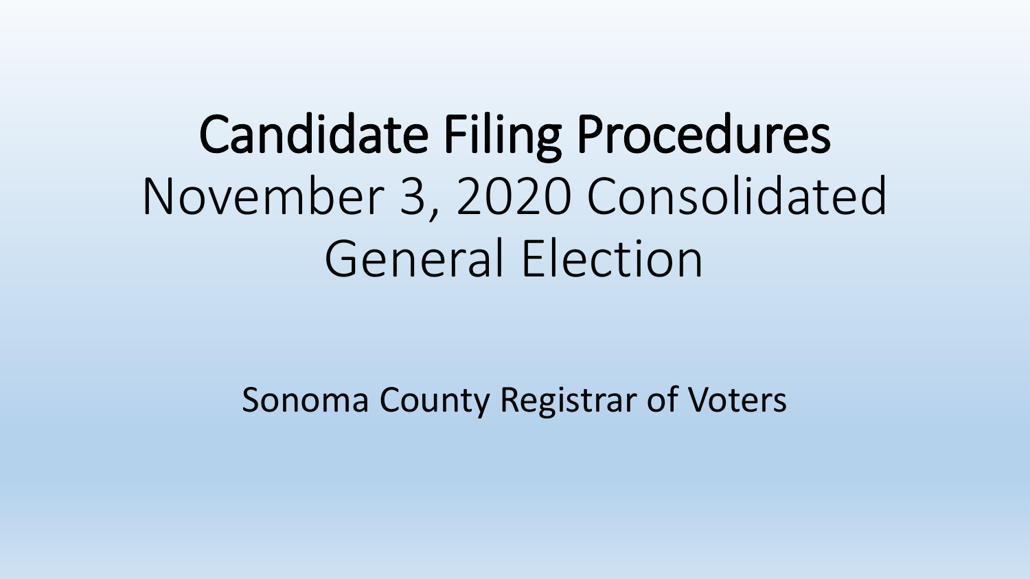# Candidate Filing Procedures

November 3, 2020 Consolidated General Election

Sonoma County Registrar of Voters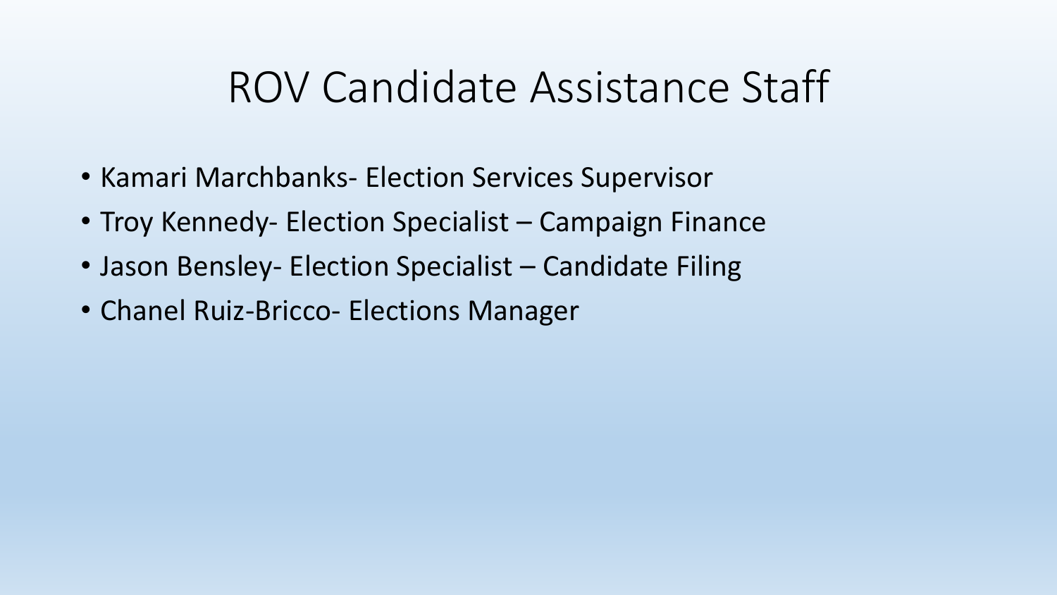# ROV Candidate Assistance Staff

- Kamari Marchbanks- Election Services Supervisor
- Troy Kennedy- Election Specialist – Campaign Finance
- Jason Bensley- Election Specialist – Candidate Filing
- Chanel Ruiz-Bricco- Elections Manager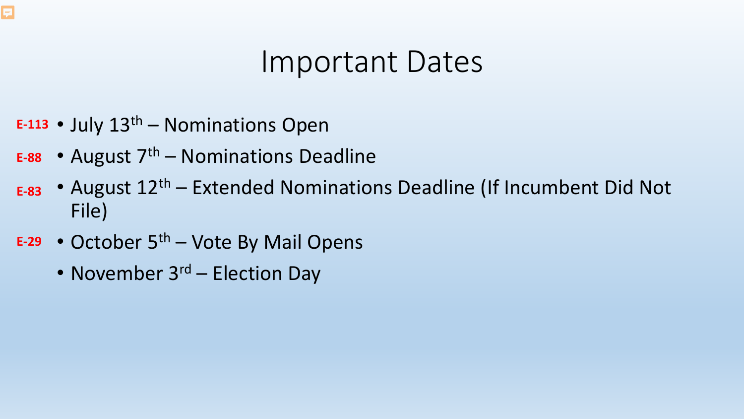# Important Dates

- **E-113** July 13th – Nominations Open
- **E-88** August 7th – Nominations Deadline
- **E-83** August 12th – Extended Nominations Deadline (If Incumbent Did Not File)
- **E-29** October 5th – Vote By Mail Opens
- November 3rd – Election Day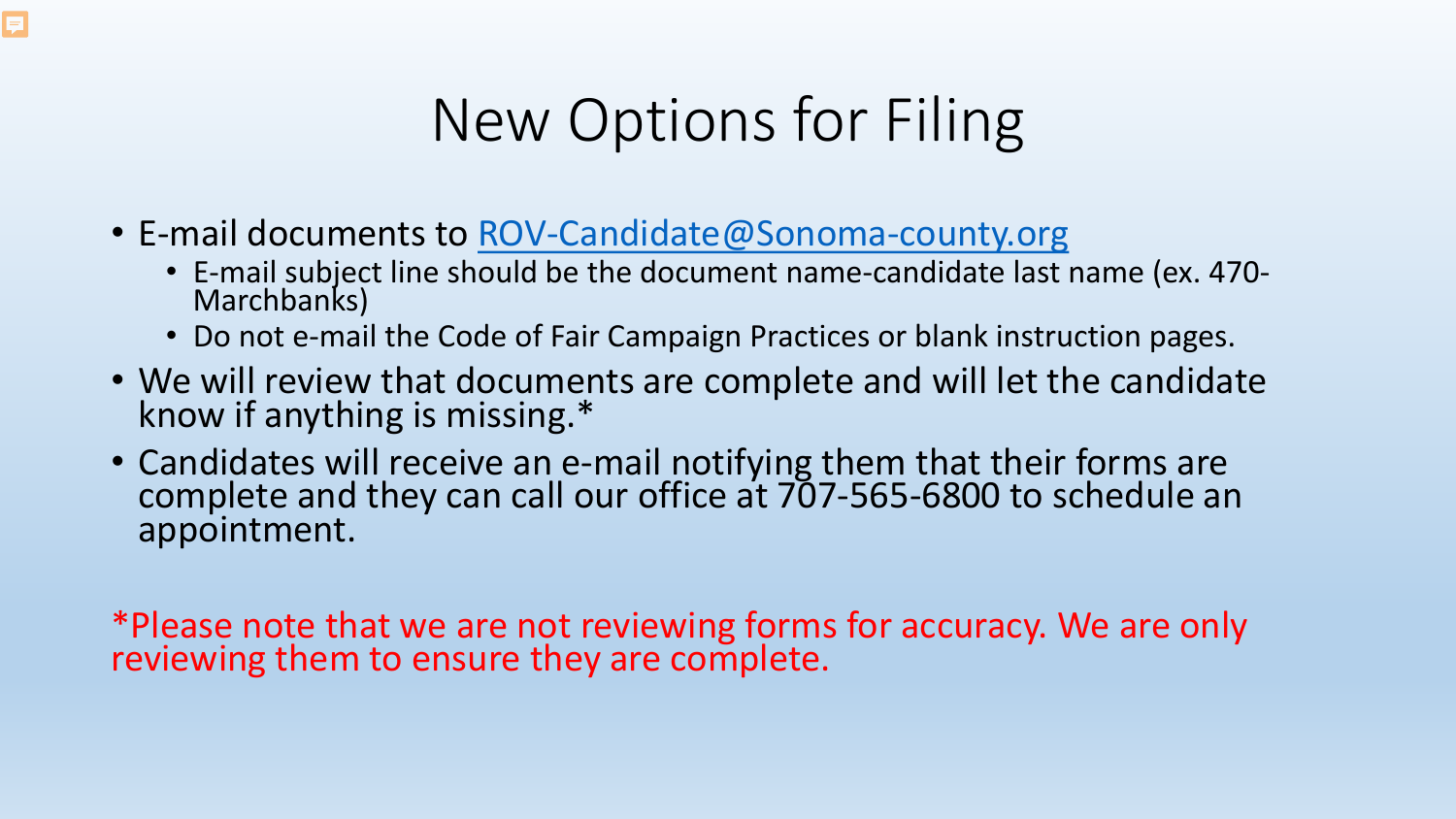# New Options for Filing

- E-mail documents to ROV-Candidate@Sonoma-county.org
  - E-mail subject line should be the document name-candidate last name (ex. 470-Marchbanks)
  - Do not e-mail the Code of Fair Campaign Practices or blank instruction pages.
- We will review that documents are complete and will let the candidate know if anything is missing.*
- Candidates will receive an e-mail notifying them that their forms are complete and they can call our office at 707-565-6800 to schedule an appointment.

*Please note that we are not reviewing forms for accuracy. We are only reviewing them to ensure they are complete.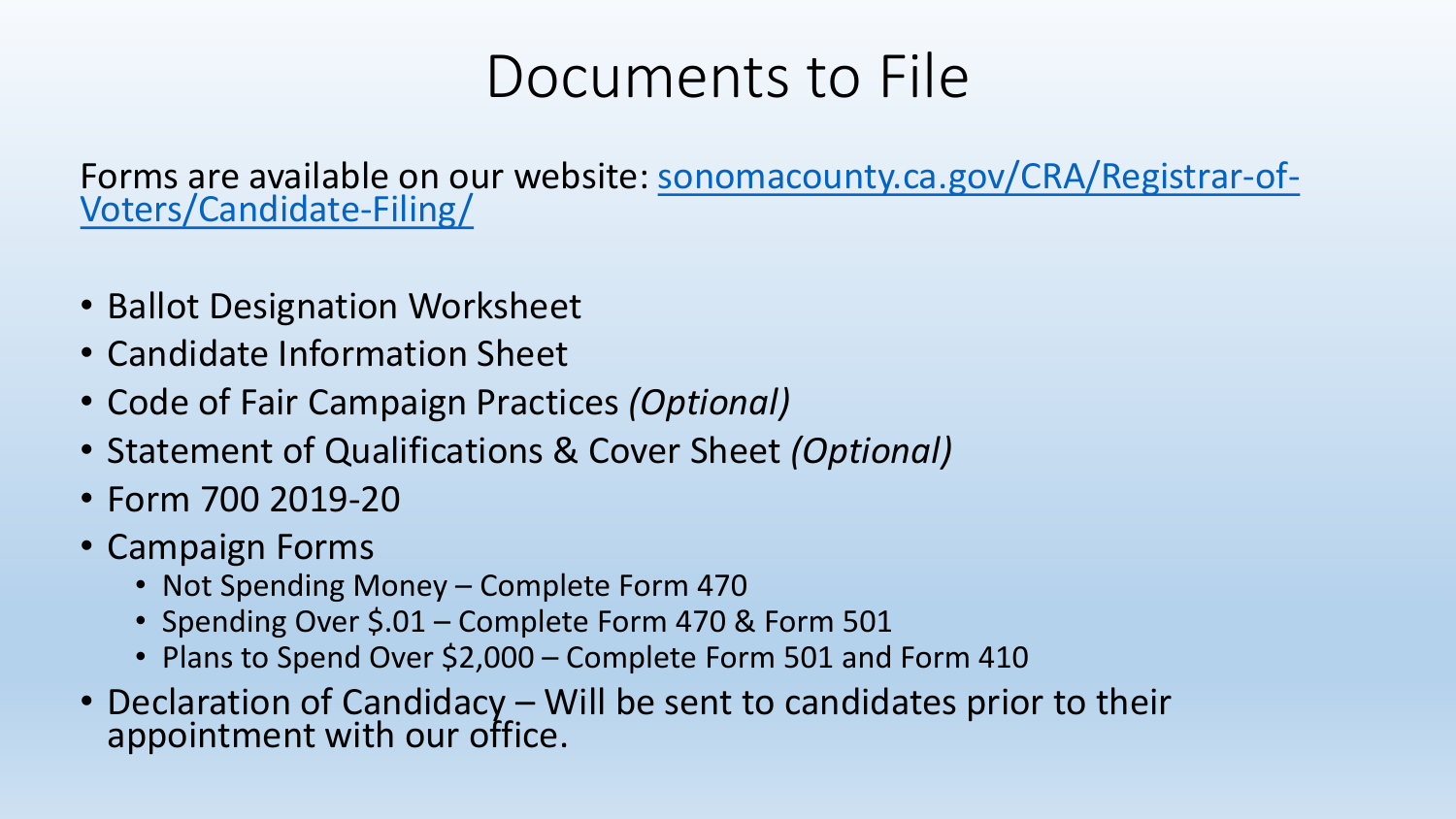# Documents to File

Forms are available on our website: [sonomacounty.ca.gov/CRA/Registrar-of-Voters/Candidate-Filing/](sonomacounty.ca.gov/CRA/Registrar-of-Voters/Candidate-Filing/)

- Ballot Designation Worksheet
- Candidate Information Sheet
- Code of Fair Campaign Practices *(Optional)*
- Statement of Qualifications & Cover Sheet *(Optional)*
- Form 700 2019-20
- Campaign Forms
  - Not Spending Money – Complete Form 470
  - Spending Over $.01 – Complete Form 470 & Form 501
  - Plans to Spend Over $2,000 – Complete Form 501 and Form 410
- Declaration of Candidacy – Will be sent to candidates prior to their appointment with our office.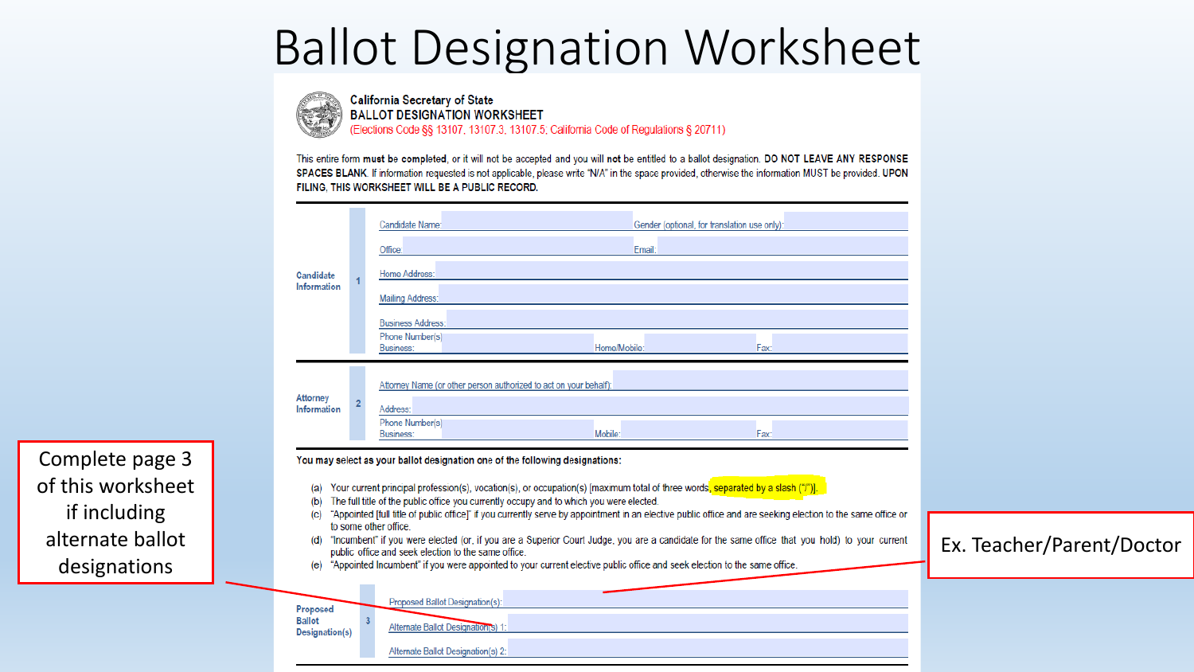# Ballot Designation Worksheet

**California Secretary of State**
**BALLOT DESIGNATION WORKSHEET**
(Elections Code §§ 13107, 13107.3, 13107.5; California Code of Regulations § 20711)

This entire form **must** be **completed**, or it will not be accepted and you will **not** be entitled to a ballot designation. **DO NOT LEAVE ANY RESPONSE SPACES BLANK.** If information requested is not applicable, please write "N/A" in the space provided, otherwise the information MUST be provided. **UPON FILING, THIS WORKSHEET WILL BE A PUBLIC RECORD.**

**Candidate Information** — 1

Candidate Name: | Gender (optional, for translation use only):

Office: | Email:

Home Address:

Mailing Address:

Business Address:

Phone Number(s) Business: | Home/Mobile: | Fax:

**Attorney Information** — 2

Attorney Name (or other person authorized to act on your behalf):

Address:

Phone Number(s) Business: | Mobile: | Fax:

**You may select as your ballot designation one of the following designations:**

- (a) Your current principal profession(s), vocation(s), or occupation(s) [maximum total of three words, separated by a slash ("/")].
- (b) The full title of the public office you currently occupy and to which you were elected.
- (c) "Appointed [full title of public office]" if you currently serve by appointment in an elective public office and are seeking election to the same office or to some other office.
- (d) "Incumbent" if you were elected (or, if you are a Superior Court Judge, you are a candidate for the same office that you hold) to your current public office and seek election to the same office.
- (e) "Appointed Incumbent" if you were appointed to your current elective public office and seek election to the same office.

**Proposed Ballot Designation(s)** — 3

Proposed Ballot Designation(s):

Alternate Ballot Designation(s) 1:

Alternate Ballot Designation(s) 2:

Complete page 3 of this worksheet if including alternate ballot designations

Ex. Teacher/Parent/Doctor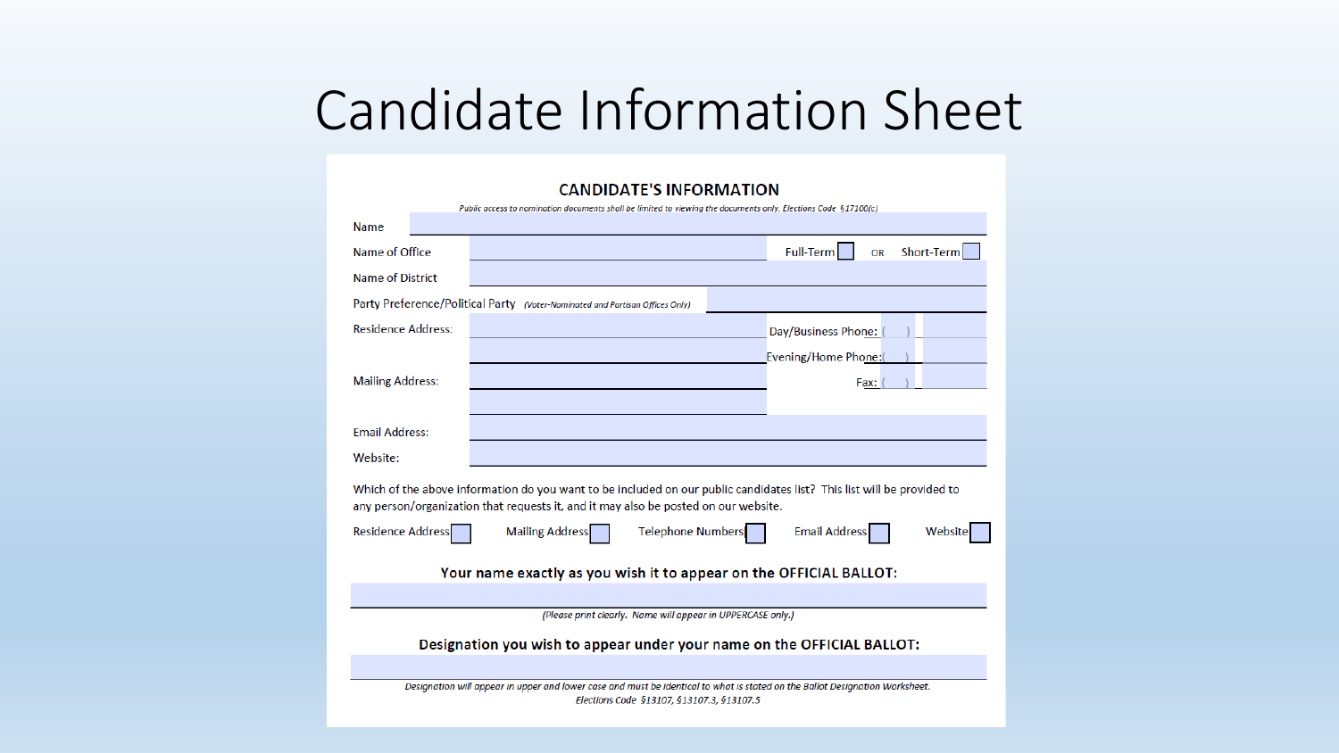# Candidate Information Sheet

## CANDIDATE'S INFORMATION

*Public access to nomination documents shall be limited to viewing the documents only. Elections Code §17100(c)*

Name

Name of Office &nbsp;&nbsp;&nbsp;&nbsp; Full-Term ☐ OR Short-Term ☐

Name of District

Party Preference/Political Party *(Voter-Nominated and Partisan Offices Only)*

Residence Address: &nbsp;&nbsp;&nbsp;&nbsp; Day/Business Phone: ( )

Evening/Home Phone: ( )

Mailing Address: &nbsp;&nbsp;&nbsp;&nbsp; Fax: ( )

Email Address:

Website:

Which of the above information do you want to be included on our public candidates list? This list will be provided to any person/organization that requests it, and it may also be posted on our website.

Residence Address ☐ &nbsp;&nbsp; Mailing Address ☐ &nbsp;&nbsp; Telephone Numbers ☐ &nbsp;&nbsp; Email Address ☐ &nbsp;&nbsp; Website ☐

**Your name exactly as you wish it to appear on the OFFICIAL BALLOT:**

*(Please print clearly. Name will appear in UPPERCASE only.)*

**Designation you wish to appear under your name on the OFFICIAL BALLOT:**

*Designation will appear in upper and lower case and must be identical to what is stated on the Ballot Designation Worksheet. Elections Code §13107, §13107.3, §13107.5*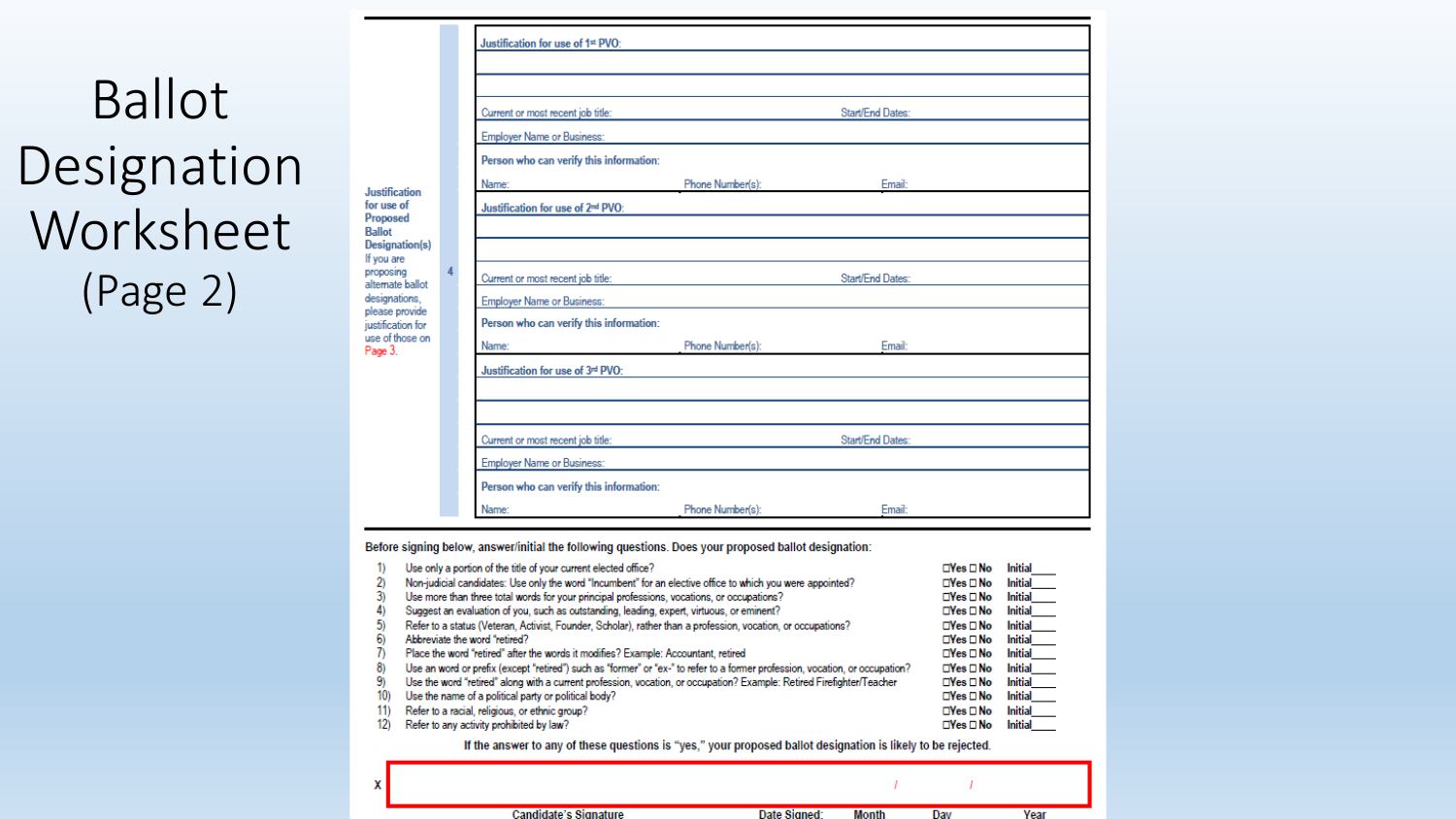# Ballot Designation Worksheet (Page 2)

**Justification for use of Proposed Ballot Designation(s)**
If you are proposing alternate ballot designations, please provide justification for use of those on Page 3.

**4**

| |
|---|
| **Justification for use of 1st PVO:** |
| |
| |
| Current or most recent job title: Start/End Dates: |
| Employer Name or Business: |
| **Person who can verify this information:** |
| Name: Phone Number(s): Email: |
| **Justification for use of 2nd PVO:** |
| |
| |
| Current or most recent job title: Start/End Dates: |
| Employer Name or Business: |
| **Person who can verify this information:** |
| Name: Phone Number(s): Email: |
| **Justification for use of 3rd PVO:** |
| |
| |
| Current or most recent job title: Start/End Dates: |
| Employer Name or Business: |
| **Person who can verify this information:** |
| Name: Phone Number(s): Email: |

**Before signing below, answer/initial the following questions. Does your proposed ballot designation:**

1) Use only a portion of the title of your current elected office? ☐Yes ☐ No Initial____
2) Non-judicial candidates: Use only the word "Incumbent" for an elective office to which you were appointed? ☐Yes ☐ No Initial____
3) Use more than three total words for your principal professions, vocations, or occupations? ☐Yes ☐ No Initial____
4) Suggest an evaluation of you, such as outstanding, leading, expert, virtuous, or eminent? ☐Yes ☐ No Initial____
5) Refer to a status (Veteran, Activist, Founder, Scholar), rather than a profession, vocation, or occupations? ☐Yes ☐ No Initial____
6) Abbreviate the word "retired? ☐Yes ☐ No Initial____
7) Place the word "retired" after the words it modifies? Example: Accountant, retired ☐Yes ☐ No Initial____
8) Use an word or prefix (except "retired") such as "former" or "ex-" to refer to a former profession, vocation, or occupation? ☐Yes ☐ No Initial____
9) Use the word "retired" along with a current profession, vocation, or occupation? Example: Retired Firefighter/Teacher ☐Yes ☐ No Initial____
10) Use the name of a political party or political body? ☐Yes ☐ No Initial____
11) Refer to a racial, religious, or ethnic group? ☐Yes ☐ No Initial____
12) Refer to any activity prohibited by law? ☐Yes ☐ No Initial____

**If the answer to any of these questions is "yes," your proposed ballot designation is likely to be rejected.**

X ________________________________ / /

Candidate's Signature Date Signed: Month Day Year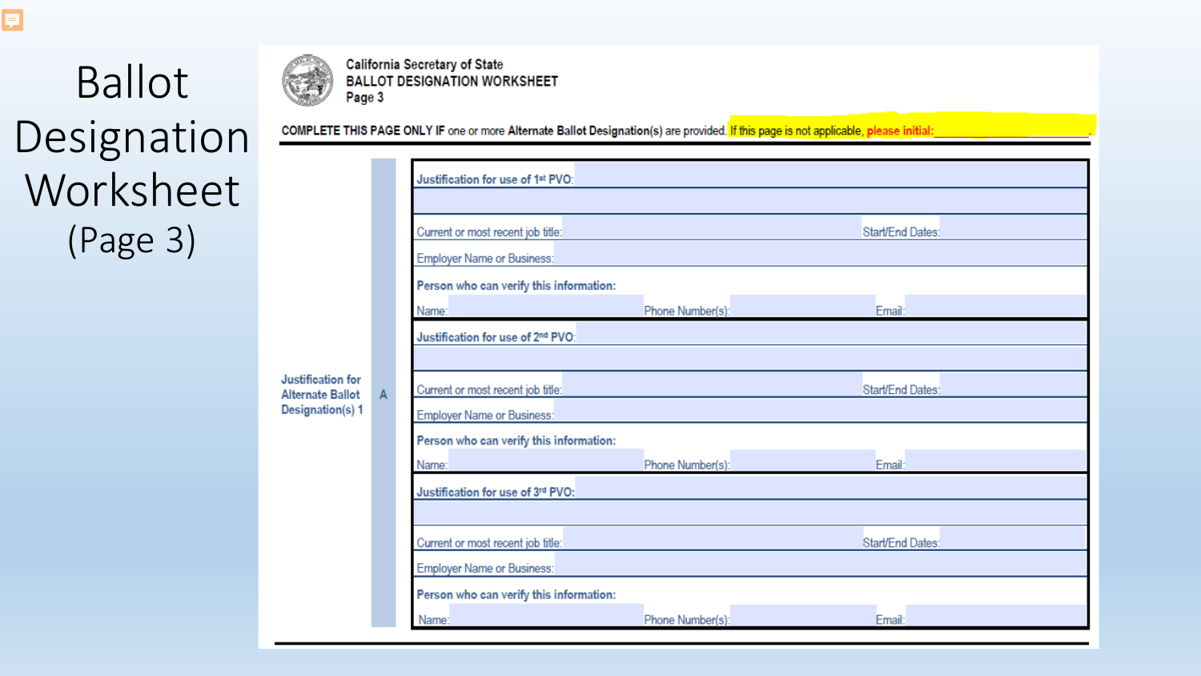# Ballot Designation Worksheet

(Page 3)

**California Secretary of State**
**BALLOT DESIGNATION WORKSHEET**
**Page 3**

**COMPLETE THIS PAGE ONLY IF** one or more **Alternate Ballot Designation**(s) are provided. If this page is not applicable, **please initial:** ____________

**Justification for Alternate Ballot Designation(s) 1** — **A**

**Justification for use of 1st PVO:**

Current or most recent job title: ____________ Start/End Dates: ____________

Employer Name or Business: ____________

**Person who can verify this information:**

Name: ____________ Phone Number(s): ____________ Email: ____________

**Justification for use of 2nd PVO:**

Current or most recent job title: ____________ Start/End Dates: ____________

Employer Name or Business: ____________

**Person who can verify this information:**

Name: ____________ Phone Number(s): ____________ Email: ____________

**Justification for use of 3rd PVO:**

Current or most recent job title: ____________ Start/End Dates: ____________

Employer Name or Business: ____________

**Person who can verify this information:**

Name: ____________ Phone Number(s): ____________ Email: ____________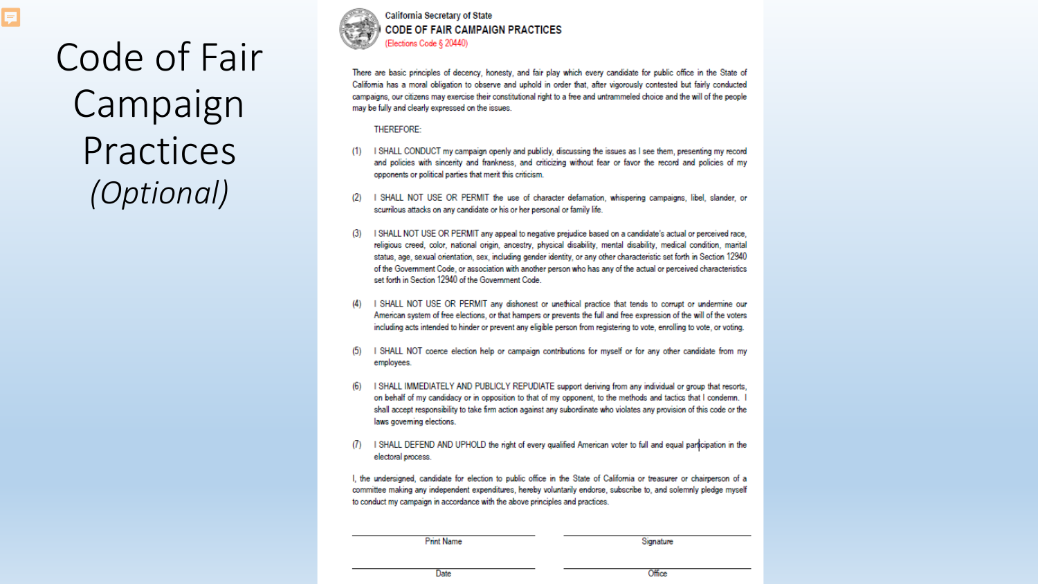# Code of Fair Campaign Practices *(Optional)*

California Secretary of State

**CODE OF FAIR CAMPAIGN PRACTICES**

(Elections Code § 20440)

There are basic principles of decency, honesty, and fair play which every candidate for public office in the State of California has a moral obligation to observe and uphold in order that, after vigorously contested but fairly conducted campaigns, our citizens may exercise their constitutional right to a free and untrammeled choice and the will of the people may be fully and clearly expressed on the issues.

THEREFORE:

(1) I SHALL CONDUCT my campaign openly and publicly, discussing the issues as I see them, presenting my record and policies with sincerity and frankness, and criticizing without fear or favor the record and policies of my opponents or political parties that merit this criticism.

(2) I SHALL NOT USE OR PERMIT the use of character defamation, whispering campaigns, libel, slander, or scurrilous attacks on any candidate or his or her personal or family life.

(3) I SHALL NOT USE OR PERMIT any appeal to negative prejudice based on a candidate's actual or perceived race, religious creed, color, national origin, ancestry, physical disability, mental disability, medical condition, marital status, age, sexual orientation, sex, including gender identity, or any other characteristic set forth in Section 12940 of the Government Code, or association with another person who has any of the actual or perceived characteristics set forth in Section 12940 of the Government Code.

(4) I SHALL NOT USE OR PERMIT any dishonest or unethical practice that tends to corrupt or undermine our American system of free elections, or that hampers or prevents the full and free expression of the will of the voters including acts intended to hinder or prevent any eligible person from registering to vote, enrolling to vote, or voting.

(5) I SHALL NOT coerce election help or campaign contributions for myself or for any other candidate from my employees.

(6) I SHALL IMMEDIATELY AND PUBLICLY REPUDIATE support deriving from any individual or group that resorts, on behalf of my candidacy or in opposition to that of my opponent, to the methods and tactics that I condemn. I shall accept responsibility to take firm action against any subordinate who violates any provision of this code or the laws governing elections.

(7) I SHALL DEFEND AND UPHOLD the right of every qualified American voter to full and equal participation in the electoral process.

I, the undersigned, candidate for election to public office in the State of California or treasurer or chairperson of a committee making any independent expenditures, hereby voluntarily endorse, subscribe to, and solemnly pledge myself to conduct my campaign in accordance with the above principles and practices.

| | |
|---|---|
| Print Name | Signature |
| Date | Office |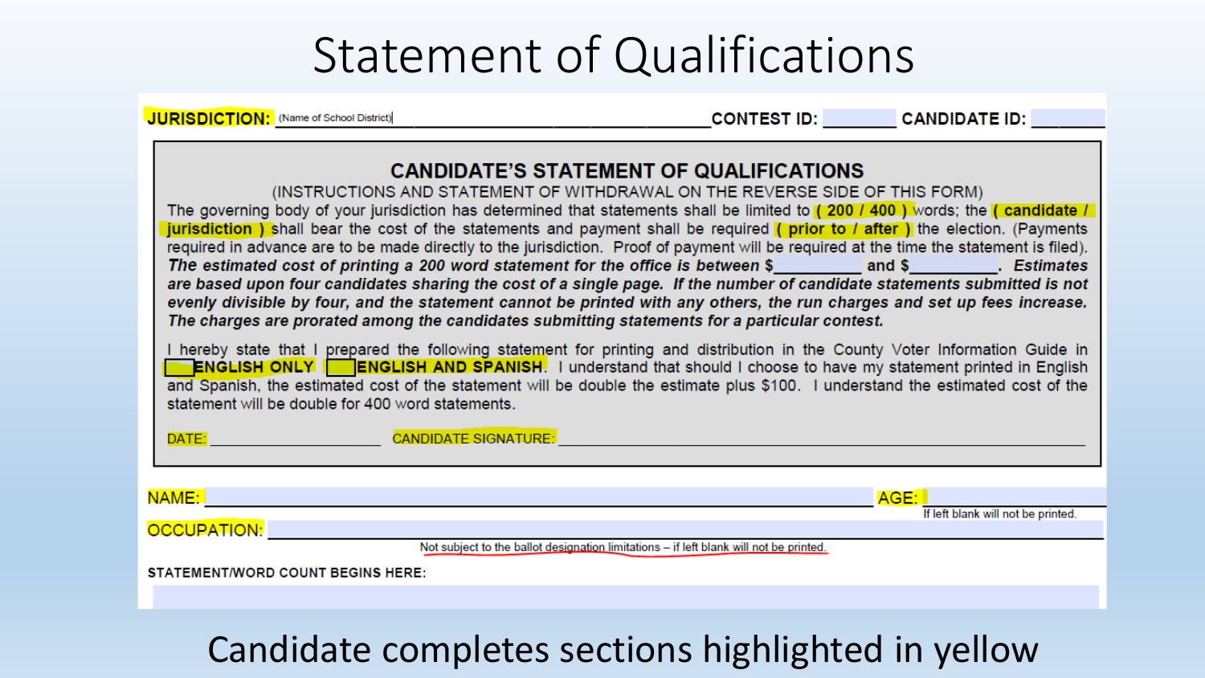# Statement of Qualifications

**JURISDICTION:** (Name of School District) ____________________ **CONTEST ID:** ________ **CANDIDATE ID:** ________

## CANDIDATE'S STATEMENT OF QUALIFICATIONS

(INSTRUCTIONS AND STATEMENT OF WITHDRAWAL ON THE REVERSE SIDE OF THIS FORM)

The governing body of your jurisdiction has determined that statements shall be limited to **( 200 / 400 )** words; the **( candidate / jurisdiction )** shall bear the cost of the statements and payment shall be required **( prior to / after )** the election. (Payments required in advance are to be made directly to the jurisdiction. Proof of payment will be required at the time the statement is filed). ***The estimated cost of printing a 200 word statement for the office is between $__________ and $__________. Estimates are based upon four candidates sharing the cost of a single page. If the number of candidate statements submitted is not evenly divisible by four, and the statement cannot be printed with any others, the run charges and set up fees increase. The charges are prorated among the candidates submitting statements for a particular contest.***

I hereby state that I prepared the following statement for printing and distribution in the County Voter Information Guide in ☐ **ENGLISH ONLY** ☐ **ENGLISH AND SPANISH**. I understand that should I choose to have my statement printed in English and Spanish, the estimated cost of the statement will be double the estimate plus $100. I understand the estimated cost of the statement will be double for 400 word statements.

DATE: ____________________ CANDIDATE SIGNATURE: ________________________________________

NAME: ________________________________________ AGE: ________

If left blank will not be printed.

OCCUPATION: ________________________________________

Not subject to the ballot designation limitations – if left blank will not be printed.

**STATEMENT/WORD COUNT BEGINS HERE:**

Candidate completes sections highlighted in yellow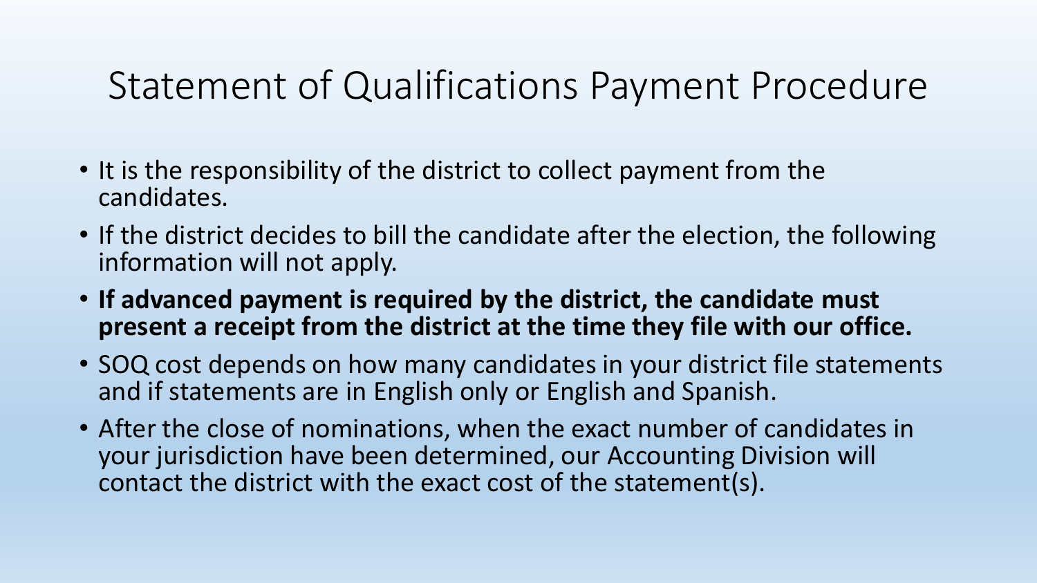# Statement of Qualifications Payment Procedure

- It is the responsibility of the district to collect payment from the candidates.
- If the district decides to bill the candidate after the election, the following information will not apply.
- **If advanced payment is required by the district, the candidate must present a receipt from the district at the time they file with our office.**
- SOQ cost depends on how many candidates in your district file statements and if statements are in English only or English and Spanish.
- After the close of nominations, when the exact number of candidates in your jurisdiction have been determined, our Accounting Division will contact the district with the exact cost of the statement(s).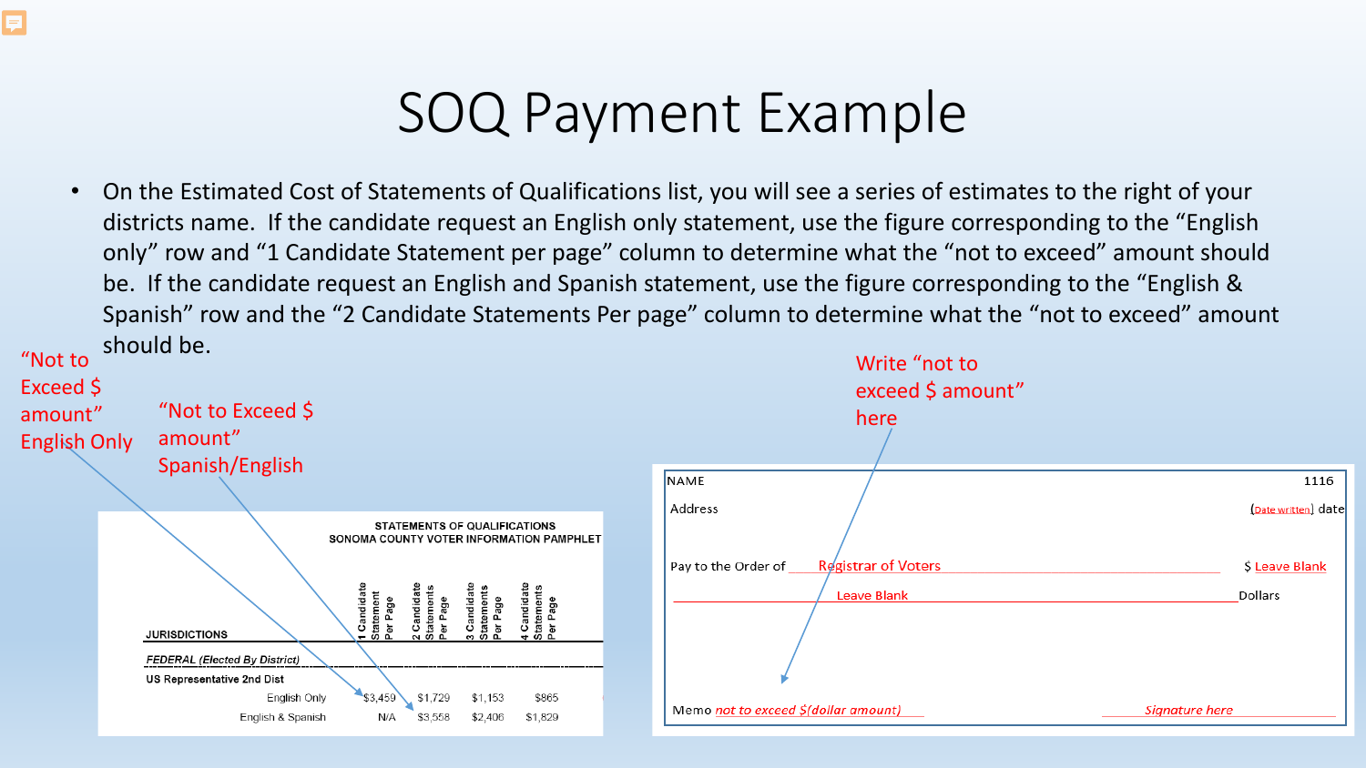# SOQ Payment Example

- On the Estimated Cost of Statements of Qualifications list, you will see a series of estimates to the right of your districts name. If the candidate request an English only statement, use the figure corresponding to the "English only" row and "1 Candidate Statement per page" column to determine what the "not to exceed" amount should be. If the candidate request an English and Spanish statement, use the figure corresponding to the "English & Spanish" row and the "2 Candidate Statements Per page" column to determine what the "not to exceed" amount should be.

"Not to Exceed $ amount" English Only

"Not to Exceed $ amount" Spanish/English

**STATEMENTS OF QUALIFICATIONS**
**SONOMA COUNTY VOTER INFORMATION PAMPHLET**

| JURISDICTIONS | | 1 Candidate Statement Per Page | 2 Candidate Statements Per Page | 3 Candidate Statements Per Page | 4 Candidate Statements Per Page |
|---|---|---|---|---|---|
| *FEDERAL (Elected By District)* | | | | | |
| US Representative 2nd Dist | | | | | |
| | English Only | $3,459 | $1,729 | $1,153 | $865 |
| | English & Spanish | N/A | $3,558 | $2,406 | $1,829 |

Write "not to exceed $ amount" here

NAME 1116

Address (Date written) date

Pay to the Order of Registrar of Voters $ Leave Blank

Leave Blank Dollars

Memo *not to exceed $(dollar amount)* *Signature here*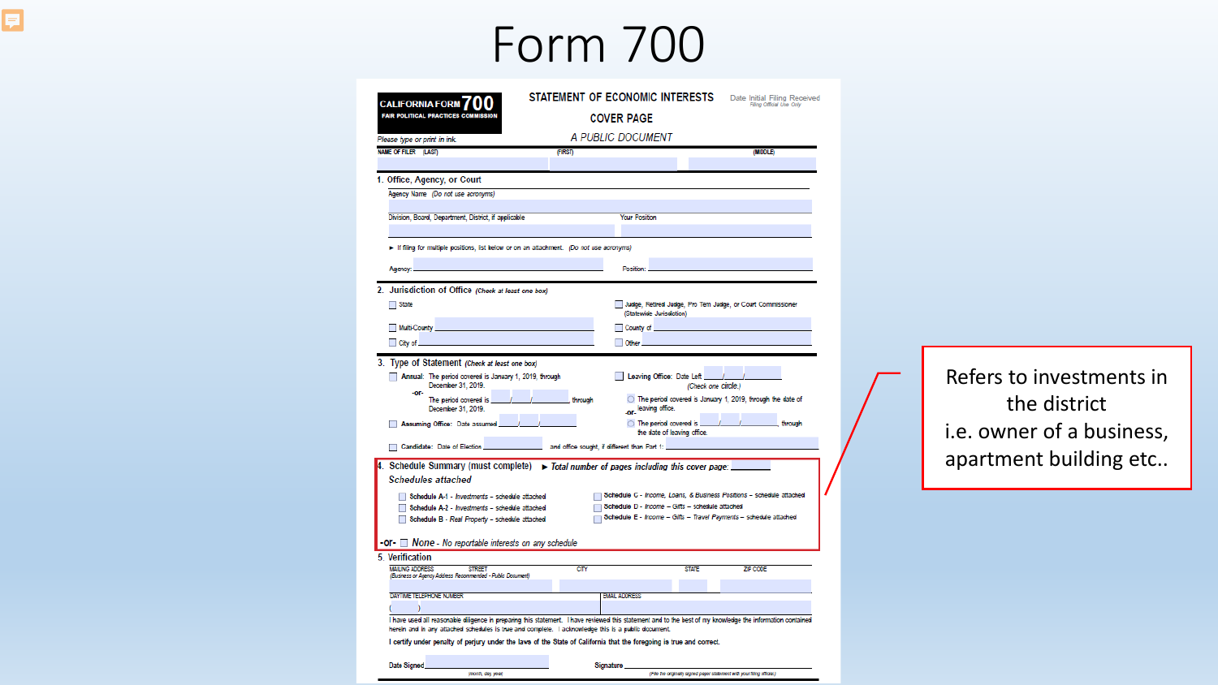# Form 700

**CALIFORNIA FORM 700**
**FAIR POLITICAL PRACTICES COMMISSION**

**STATEMENT OF ECONOMIC INTERESTS**

**COVER PAGE**

*A PUBLIC DOCUMENT*

Date Initial Filing Received
*Filing Official Use Only*

*Please type or print in ink.*

NAME OF FILER (LAST) (FIRST) (MIDDLE)

**1. Office, Agency, or Court**

Agency Name *(Do not use acronyms)*

Division, Board, Department, District, if applicable

Your Position

► If filing for multiple positions, list below or on an attachment. *(Do not use acronyms)*

Agency: Position:

**2. Jurisdiction of Office** *(Check at least one box)*

- ☐ State
- ☐ Judge, Retired Judge, Pro Tem Judge, or Court Commissioner (Statewide Jurisdiction)
- ☐ Multi-County
- ☐ County of
- ☐ City of
- ☐ Other

**3. Type of Statement** *(Check at least one box)*

- ☐ **Annual:** The period covered is January 1, 2019, through December 31, 2019.
  -or-
  The period covered is \_\_\_/\_\_\_/\_\_\_, through December 31, 2019.
- ☐ **Leaving Office:** Date Left \_\_\_/\_\_\_/\_\_\_
  *(Check one circle.)*
  - ○ The period covered is January 1, 2019, through the date of leaving office.
  -or-
  - ○ The period covered is \_\_\_/\_\_\_/\_\_\_, through the date of leaving office.
- ☐ **Assuming Office:** Date assumed \_\_\_/\_\_\_/\_\_\_
- ☐ **Candidate:** Date of Election \_\_\_ and office sought, if different than Part 1: \_\_\_

**4. Schedule Summary (must complete)** ► *Total number of pages including this cover page:* \_\_\_

**Schedules attached**

- ☐ Schedule A-1 - *Investments* – schedule attached
- ☐ Schedule A-2 - *Investments* – schedule attached
- ☐ Schedule B - *Real Property* – schedule attached
- ☐ Schedule C - *Income, Loans, & Business Positions* – schedule attached
- ☐ Schedule D - *Income – Gifts* – schedule attached
- ☐ Schedule E - *Income – Gifts – Travel Payments* – schedule attached

-or- ☐ *None - No reportable interests on any schedule*

**5. Verification**

MAILING ADDRESS STREET CITY STATE ZIP CODE
*(Business or Agency Address Recommended - Public Document)*

DAYTIME TELEPHONE NUMBER EMAIL ADDRESS
( )

I have used all reasonable diligence in preparing this statement. I have reviewed this statement and to the best of my knowledge the information contained herein and in any attached schedules is true and complete. I acknowledge this is a public document.

**I certify under penalty of perjury under the laws of the State of California that the foregoing is true and correct.**

**Date Signed** \_\_\_ *(month, day, year)*

**Signature** \_\_\_ *(File the originally signed paper statement with your filing official.)*

Refers to investments in the district
i.e. owner of a business, apartment building etc..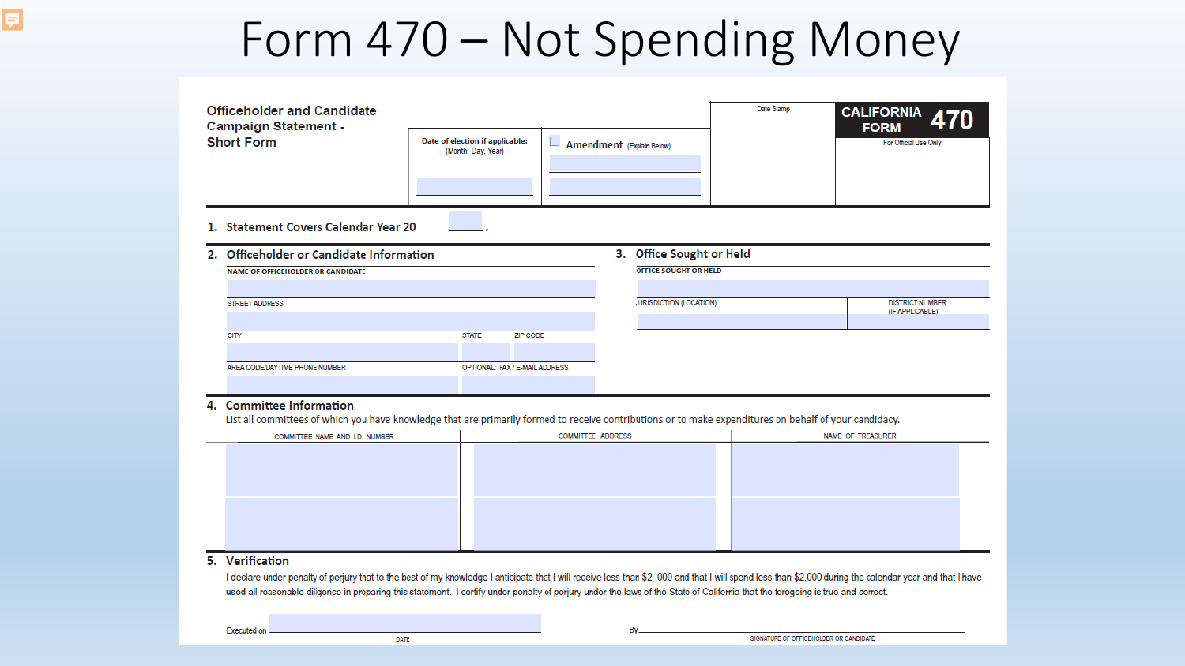# Form 470 – Not Spending Money

**Officeholder and Candidate Campaign Statement - Short Form**

Date of election if applicable: (Month, Day, Year)

☐ Amendment (Explain Below)

Date Stamp

**CALIFORNIA FORM 470**

For Official Use Only

**1. Statement Covers Calendar Year 20 ____.**

**2. Officeholder or Candidate Information**

NAME OF OFFICEHOLDER OR CANDIDATE

STREET ADDRESS

CITY | STATE | ZIP CODE

AREA CODE/DAYTIME PHONE NUMBER | OPTIONAL: FAX / E-MAIL ADDRESS

**3. Office Sought or Held**

OFFICE SOUGHT OR HELD

JURISDICTION (LOCATION) | DISTRICT NUMBER (IF APPLICABLE)

**4. Committee Information**

List all committees of which you have knowledge that are primarily formed to receive contributions or to make expenditures on behalf of your candidacy.

| COMMITTEE NAME AND I.D. NUMBER | COMMITTEE ADDRESS | NAME OF TREASURER |
|---|---|---|
| | | |
| | | |

**5. Verification**

I declare under penalty of perjury that to the best of my knowledge I anticipate that I will receive less than $2,000 and that I will spend less than $2,000 during the calendar year and that I have used all reasonable diligence in preparing this statement. I certify under penalty of perjury under the laws of the State of California that the foregoing is true and correct.

Executed on ____________________ (DATE)

By ____________________ (SIGNATURE OF OFFICEHOLDER OR CANDIDATE)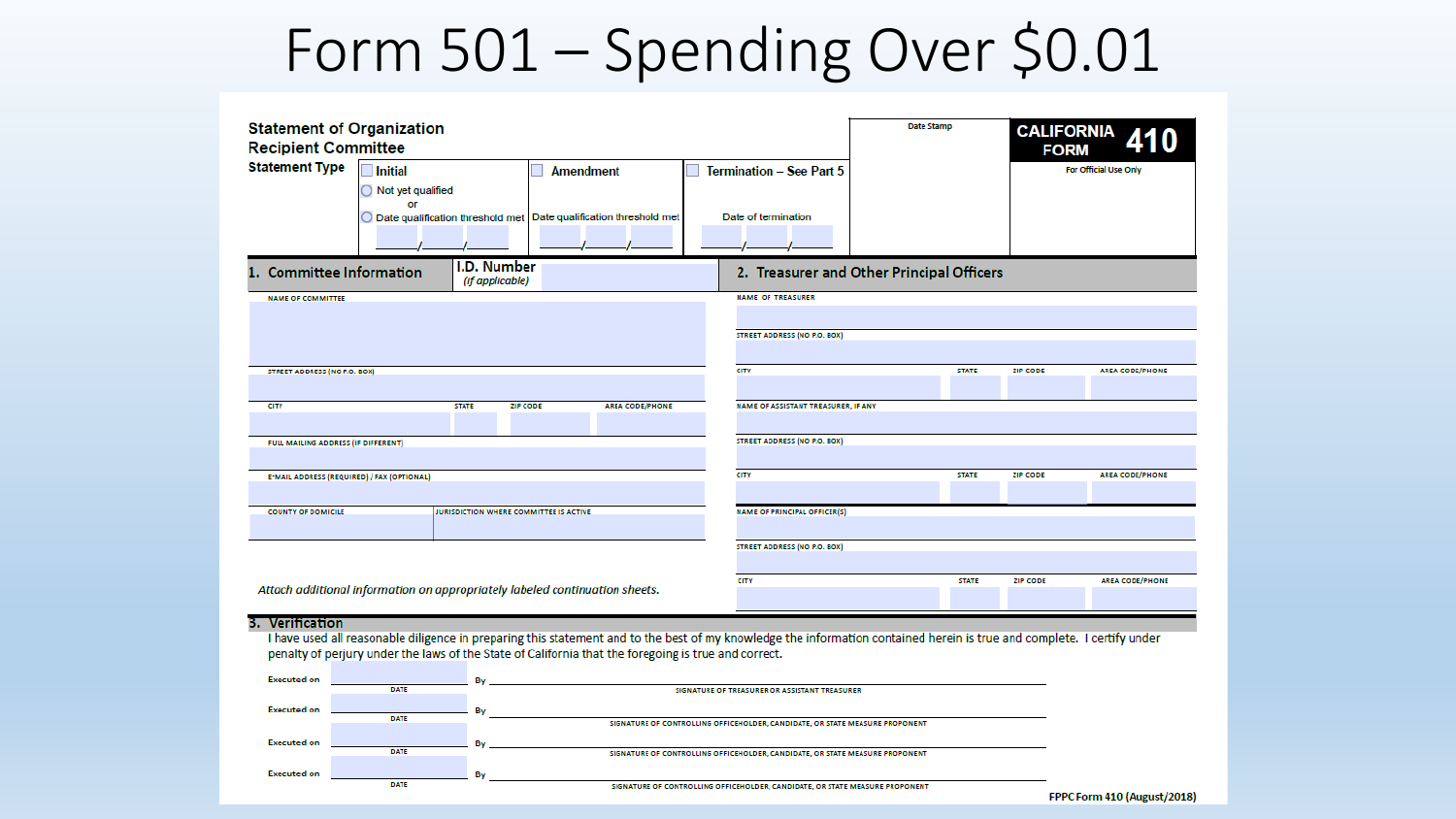# Form 501 – Spending Over $0.01

**Statement of Organization**
**Recipient Committee**

**Statement Type**

- ☐ **Initial**
  - ◯ Not yet qualified
  - or
  - ◯ Date qualification threshold met ____/____/____
- ☐ **Amendment**
  - Date qualification threshold met ____/____/____
- ☐ **Termination – See Part 5**
  - Date of termination ____/____/____

Date Stamp

**CALIFORNIA FORM 410**

For Official Use Only

## 1. Committee Information

**I.D. Number** *(if applicable)*

NAME OF COMMITTEE

STREET ADDRESS (NO P.O. BOX)

| CITY | STATE | ZIP CODE | AREA CODE/PHONE |
|---|---|---|---|
| | | | |

FULL MAILING ADDRESS (IF DIFFERENT)

E-MAIL ADDRESS (REQUIRED) / FAX (OPTIONAL)

| COUNTY OF DOMICILE | JURISDICTION WHERE COMMITTEE IS ACTIVE |
|---|---|
| | |

*Attach additional information on appropriately labeled continuation sheets.*

## 2. Treasurer and Other Principal Officers

NAME OF TREASURER

STREET ADDRESS (NO P.O. BOX)

| CITY | STATE | ZIP CODE | AREA CODE/PHONE |
|---|---|---|---|
| | | | |

NAME OF ASSISTANT TREASURER, IF ANY

STREET ADDRESS (NO P.O. BOX)

| CITY | STATE | ZIP CODE | AREA CODE/PHONE |
|---|---|---|---|
| | | | |

NAME OF PRINCIPAL OFFICER(S)

STREET ADDRESS (NO P.O. BOX)

| CITY | STATE | ZIP CODE | AREA CODE/PHONE |
|---|---|---|---|
| | | | |

## 3. Verification

I have used all reasonable diligence in preparing this statement and to the best of my knowledge the information contained herein is true and complete. I certify under penalty of perjury under the laws of the State of California that the foregoing is true and correct.

Executed on ________ By ______________________________
DATE — SIGNATURE OF TREASURER OR ASSISTANT TREASURER

Executed on ________ By ______________________________
DATE — SIGNATURE OF CONTROLLING OFFICEHOLDER, CANDIDATE, OR STATE MEASURE PROPONENT

Executed on ________ By ______________________________
DATE — SIGNATURE OF CONTROLLING OFFICEHOLDER, CANDIDATE, OR STATE MEASURE PROPONENT

Executed on ________ By ______________________________
DATE — SIGNATURE OF CONTROLLING OFFICEHOLDER, CANDIDATE, OR STATE MEASURE PROPONENT

FPPC Form 410 (August/2018)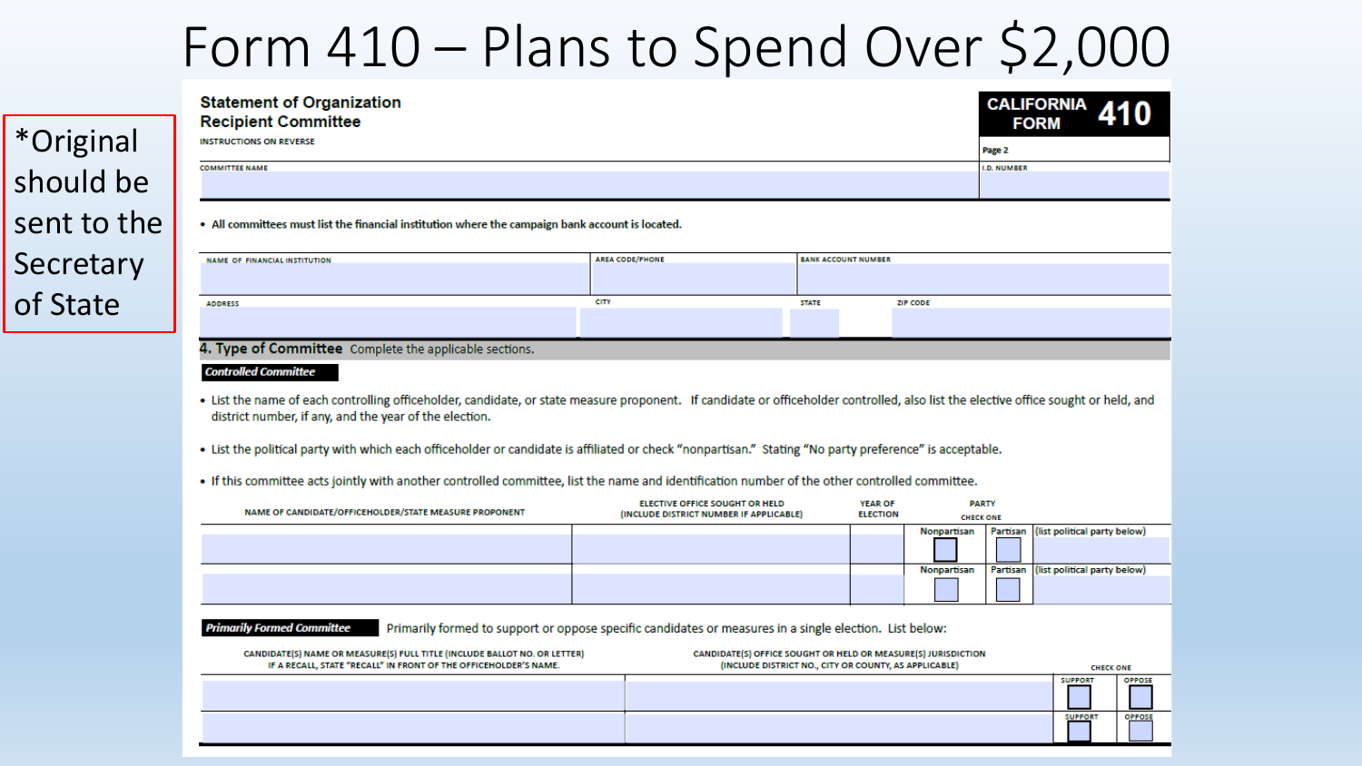# Form 410 – Plans to Spend Over $2,000

*Original should be sent to the Secretary of State

**Statement of Organization**
**Recipient Committee**
INSTRUCTIONS ON REVERSE

**CALIFORNIA FORM 410**
Page 2

| COMMITTEE NAME | I.D. NUMBER |
| --- | --- |
| | |

- All committees must list the financial institution where the campaign bank account is located.

| NAME OF FINANCIAL INSTITUTION | AREA CODE/PHONE | BANK ACCOUNT NUMBER | |
| --- | --- | --- | --- |
| | | | |
| ADDRESS | CITY | STATE | ZIP CODE |
| | | | |

## 4. Type of Committee Complete the applicable sections.

***Controlled Committee***

- List the name of each controlling officeholder, candidate, or state measure proponent. If candidate or officeholder controlled, also list the elective office sought or held, and district number, if any, and the year of the election.
- List the political party with which each officeholder or candidate is affiliated or check "nonpartisan." Stating "No party preference" is acceptable.
- If this committee acts jointly with another controlled committee, list the name and identification number of the other controlled committee.

| NAME OF CANDIDATE/OFFICEHOLDER/STATE MEASURE PROPONENT | ELECTIVE OFFICE SOUGHT OR HELD (INCLUDE DISTRICT NUMBER IF APPLICABLE) | YEAR OF ELECTION | PARTY CHECK ONE | | |
| --- | --- | --- | --- | --- | --- |
| | | | Nonpartisan ☐ | Partisan ☐ | (list political party below) |
| | | | Nonpartisan ☐ | Partisan ☐ | (list political party below) |

***Primarily Formed Committee*** Primarily formed to support or oppose specific candidates or measures in a single election. List below:

| CANDIDATE(S) NAME OR MEASURE(S) FULL TITLE (INCLUDE BALLOT NO. OR LETTER) IF A RECALL, STATE "RECALL" IN FRONT OF THE OFFICEHOLDER'S NAME. | CANDIDATE(S) OFFICE SOUGHT OR HELD OR MEASURE(S) JURISDICTION (INCLUDE DISTRICT NO., CITY OR COUNTY, AS APPLICABLE) | CHECK ONE | |
| --- | --- | --- | --- |
| | | SUPPORT ☐ | OPPOSE ☐ |
| | | SUPPORT ☐ | OPPOSE ☐ |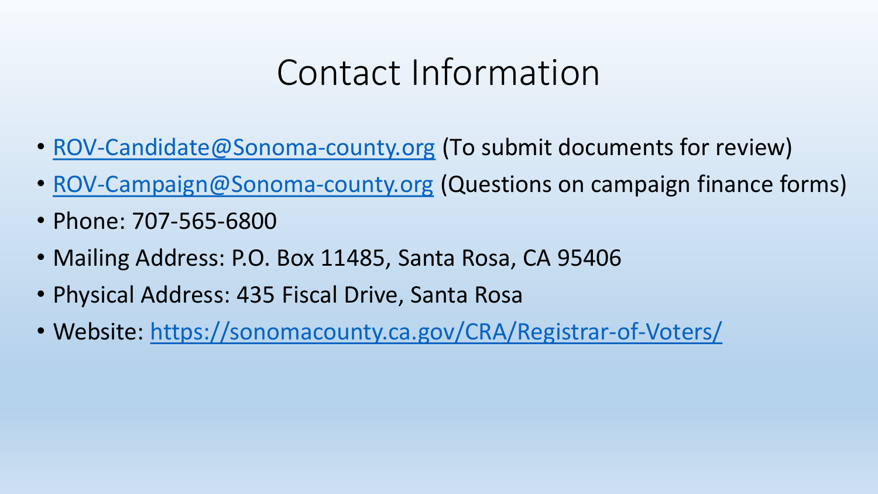# Contact Information

- ROV-Candidate@Sonoma-county.org (To submit documents for review)
- ROV-Campaign@Sonoma-county.org (Questions on campaign finance forms)
- Phone: 707-565-6800
- Mailing Address: P.O. Box 11485, Santa Rosa, CA 95406
- Physical Address: 435 Fiscal Drive, Santa Rosa
- Website: https://sonomacounty.ca.gov/CRA/Registrar-of-Voters/